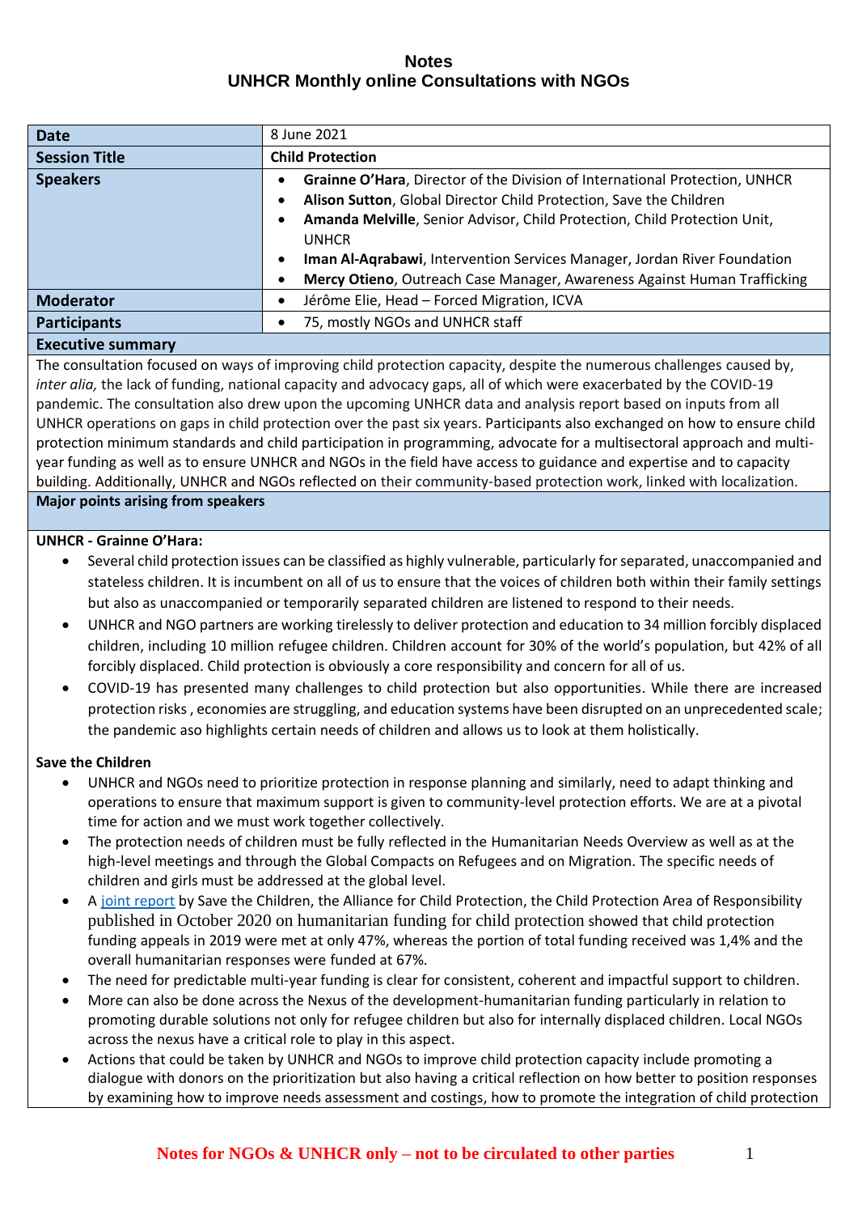# Notes
## UNHCR Monthly online Consultations with NGOs

| Date | 8 June 2021 |
|---|---|
| **Session Title** | **Child Protection** |
| **Speakers** | • **Grainne O'Hara**, Director of the Division of International Protection, UNHCR<br>• **Alison Sutton**, Global Director Child Protection, Save the Children<br>• **Amanda Melville**, Senior Advisor, Child Protection, Child Protection Unit, UNHCR<br>• **Iman Al-Aqrabawi**, Intervention Services Manager, Jordan River Foundation<br>• **Mercy Otieno**, Outreach Case Manager, Awareness Against Human Trafficking |
| **Moderator** | • Jérôme Elie, Head – Forced Migration, ICVA |
| **Participants** | • 75, mostly NGOs and UNHCR staff |

**Executive summary**

The consultation focused on ways of improving child protection capacity, despite the numerous challenges caused by, *inter alia,* the lack of funding, national capacity and advocacy gaps, all of which were exacerbated by the COVID-19 pandemic. The consultation also drew upon the upcoming UNHCR data and analysis report based on inputs from all UNHCR operations on gaps in child protection over the past six years. Participants also exchanged on how to ensure child protection minimum standards and child participation in programming, advocate for a multisectoral approach and multi-year funding as well as to ensure UNHCR and NGOs in the field have access to guidance and expertise and to capacity building. Additionally, UNHCR and NGOs reflected on their community-based protection work, linked with localization.

**Major points arising from speakers**

**UNHCR - Grainne O'Hara:**

- Several child protection issues can be classified as highly vulnerable, particularly for separated, unaccompanied and stateless children. It is incumbent on all of us to ensure that the voices of children both within their family settings but also as unaccompanied or temporarily separated children are listened to respond to their needs.
- UNHCR and NGO partners are working tirelessly to deliver protection and education to 34 million forcibly displaced children, including 10 million refugee children. Children account for 30% of the world's population, but 42% of all forcibly displaced. Child protection is obviously a core responsibility and concern for all of us.
- COVID-19 has presented many challenges to child protection but also opportunities. While there are increased protection risks , economies are struggling, and education systems have been disrupted on an unprecedented scale; the pandemic aso highlights certain needs of children and allows us to look at them holistically.

**Save the Children**

- UNHCR and NGOs need to prioritize protection in response planning and similarly, need to adapt thinking and operations to ensure that maximum support is given to community-level protection efforts. We are at a pivotal time for action and we must work together collectively.
- The protection needs of children must be fully reflected in the Humanitarian Needs Overview as well as at the high-level meetings and through the Global Compacts on Refugees and on Migration. The specific needs of children and girls must be addressed at the global level.
- A joint report by Save the Children, the Alliance for Child Protection, the Child Protection Area of Responsibility published in October 2020 on humanitarian funding for child protection showed that child protection funding appeals in 2019 were met at only 47%, whereas the portion of total funding received was 1,4% and the overall humanitarian responses were funded at 67%.
- The need for predictable multi-year funding is clear for consistent, coherent and impactful support to children.
- More can also be done across the Nexus of the development-humanitarian funding particularly in relation to promoting durable solutions not only for refugee children but also for internally displaced children. Local NGOs across the nexus have a critical role to play in this aspect.
- Actions that could be taken by UNHCR and NGOs to improve child protection capacity include promoting a dialogue with donors on the prioritization but also having a critical reflection on how better to position responses by examining how to improve needs assessment and costings, how to promote the integration of child protection

Notes for NGOs & UNHCR only – not to be circulated to other parties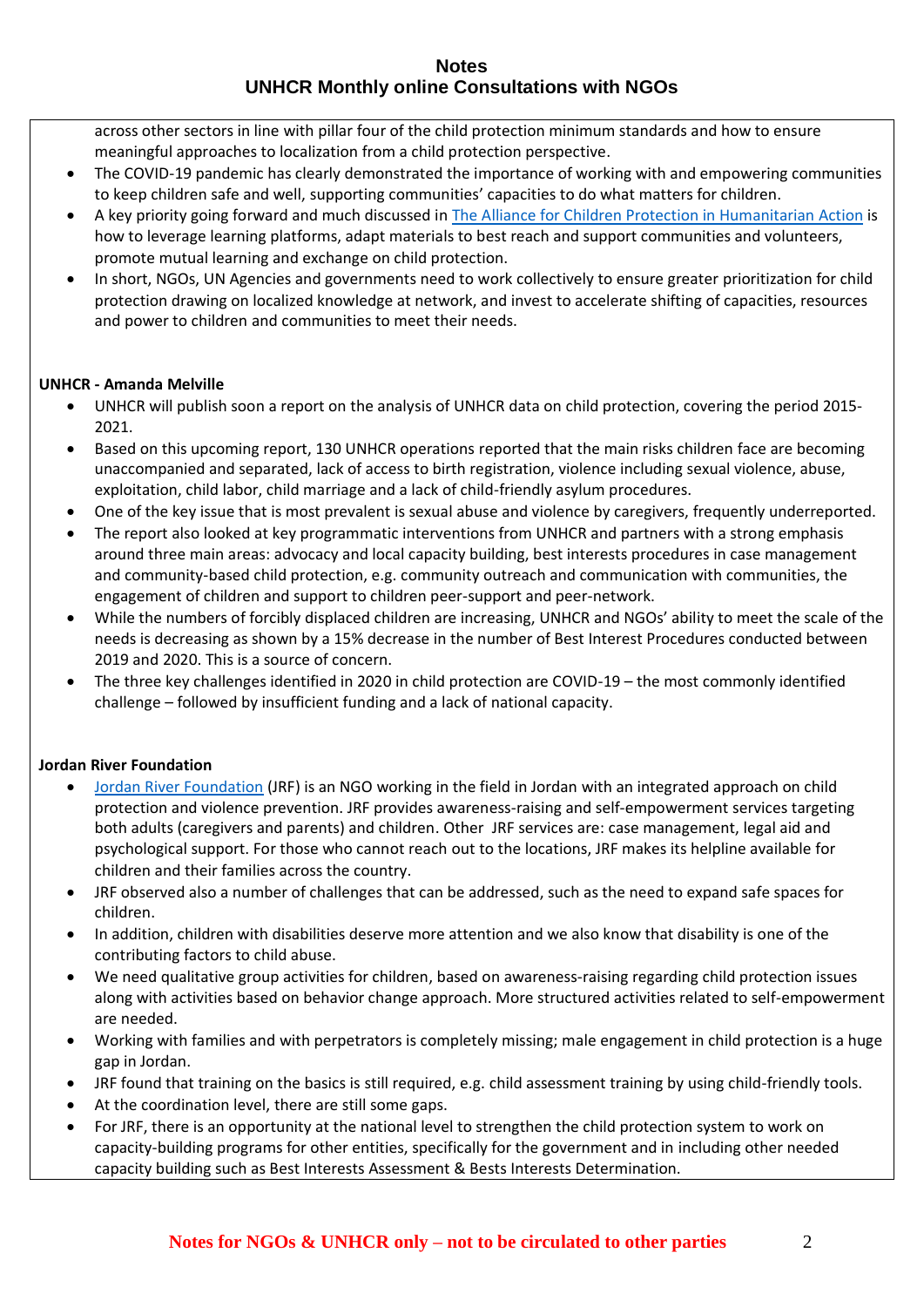across other sectors in line with pillar four of the child protection minimum standards and how to ensure meaningful approaches to localization from a child protection perspective.

- The COVID-19 pandemic has clearly demonstrated the importance of working with and empowering communities to keep children safe and well, supporting communities' capacities to do what matters for children.
- A key priority going forward and much discussed in [The Alliance for Children Protection in Humanitarian Action]() is how to leverage learning platforms, adapt materials to best reach and support communities and volunteers, promote mutual learning and exchange on child protection.
- In short, NGOs, UN Agencies and governments need to work collectively to ensure greater prioritization for child protection drawing on localized knowledge at network, and invest to accelerate shifting of capacities, resources and power to children and communities to meet their needs.

**UNHCR - Amanda Melville**

- UNHCR will publish soon a report on the analysis of UNHCR data on child protection, covering the period 2015-2021.
- Based on this upcoming report, 130 UNHCR operations reported that the main risks children face are becoming unaccompanied and separated, lack of access to birth registration, violence including sexual violence, abuse, exploitation, child labor, child marriage and a lack of child-friendly asylum procedures.
- One of the key issue that is most prevalent is sexual abuse and violence by caregivers, frequently underreported.
- The report also looked at key programmatic interventions from UNHCR and partners with a strong emphasis around three main areas: advocacy and local capacity building, best interests procedures in case management and community-based child protection, e.g. community outreach and communication with communities, the engagement of children and support to children peer-support and peer-network.
- While the numbers of forcibly displaced children are increasing, UNHCR and NGOs' ability to meet the scale of the needs is decreasing as shown by a 15% decrease in the number of Best Interest Procedures conducted between 2019 and 2020. This is a source of concern.
- The three key challenges identified in 2020 in child protection are COVID-19 – the most commonly identified challenge – followed by insufficient funding and a lack of national capacity.

**Jordan River Foundation**

- [Jordan River Foundation]() (JRF) is an NGO working in the field in Jordan with an integrated approach on child protection and violence prevention. JRF provides awareness-raising and self-empowerment services targeting both adults (caregivers and parents) and children. Other JRF services are: case management, legal aid and psychological support. For those who cannot reach out to the locations, JRF makes its helpline available for children and their families across the country.
- JRF observed also a number of challenges that can be addressed, such as the need to expand safe spaces for children.
- In addition, children with disabilities deserve more attention and we also know that disability is one of the contributing factors to child abuse.
- We need qualitative group activities for children, based on awareness-raising regarding child protection issues along with activities based on behavior change approach. More structured activities related to self-empowerment are needed.
- Working with families and with perpetrators is completely missing; male engagement in child protection is a huge gap in Jordan.
- JRF found that training on the basics is still required, e.g. child assessment training by using child-friendly tools.
- At the coordination level, there are still some gaps.
- For JRF, there is an opportunity at the national level to strengthen the child protection system to work on capacity-building programs for other entities, specifically for the government and in including other needed capacity building such as Best Interests Assessment & Bests Interests Determination.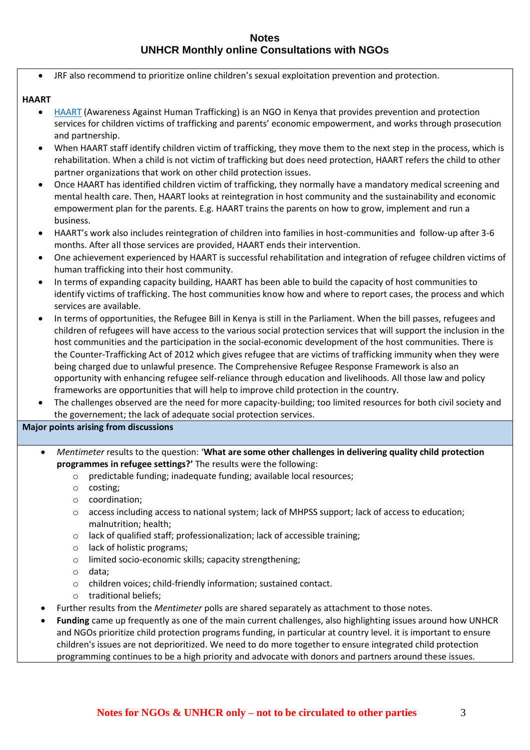- JRF also recommend to prioritize online children's sexual exploitation prevention and protection.

**HAART**

- [HAART](HAART) (Awareness Against Human Trafficking) is an NGO in Kenya that provides prevention and protection services for children victims of trafficking and parents' economic empowerment, and works through prosecution and partnership.
- When HAART staff identify children victim of trafficking, they move them to the next step in the process, which is rehabilitation. When a child is not victim of trafficking but does need protection, HAART refers the child to other partner organizations that work on other child protection issues.
- Once HAART has identified children victim of trafficking, they normally have a mandatory medical screening and mental health care. Then, HAART looks at reintegration in host community and the sustainability and economic empowerment plan for the parents. E.g. HAART trains the parents on how to grow, implement and run a business.
- HAART's work also includes reintegration of children into families in host-communities and follow-up after 3-6 months. After all those services are provided, HAART ends their intervention.
- One achievement experienced by HAART is successful rehabilitation and integration of refugee children victims of human trafficking into their host community.
- In terms of expanding capacity building, HAART has been able to build the capacity of host communities to identify victims of trafficking. The host communities know how and where to report cases, the process and which services are available.
- In terms of opportunities, the Refugee Bill in Kenya is still in the Parliament. When the bill passes, refugees and children of refugees will have access to the various social protection services that will support the inclusion in the host communities and the participation in the social-economic development of the host communities. There is the Counter-Trafficking Act of 2012 which gives refugee that are victims of trafficking immunity when they were being charged due to unlawful presence. The Comprehensive Refugee Response Framework is also an opportunity with enhancing refugee self-reliance through education and livelihoods. All those law and policy frameworks are opportunities that will help to improve child protection in the country.
- The challenges observed are the need for more capacity-building; too limited resources for both civil society and the governement; the lack of adequate social protection services.

**Major points arising from discussions**

- *Mentimeter* results to the question: '**What are some other challenges in delivering quality child protection programmes in refugee settings?'** The results were the following:
  - predictable funding; inadequate funding; available local resources;
  - costing;
  - coordination;
  - access including access to national system; lack of MHPSS support; lack of access to education; malnutrition; health;
  - lack of qualified staff; professionalization; lack of accessible training;
  - lack of holistic programs;
  - limited socio-economic skills; capacity strengthening;
  - data;
  - children voices; child-friendly information; sustained contact.
  - traditional beliefs;
- Further results from the *Mentimeter* polls are shared separately as attachment to those notes.
- **Funding** came up frequently as one of the main current challenges, also highlighting issues around how UNHCR and NGOs prioritize child protection programs funding, in particular at country level. it is important to ensure children's issues are not deprioritized. We need to do more together to ensure integrated child protection programming continues to be a high priority and advocate with donors and partners around these issues.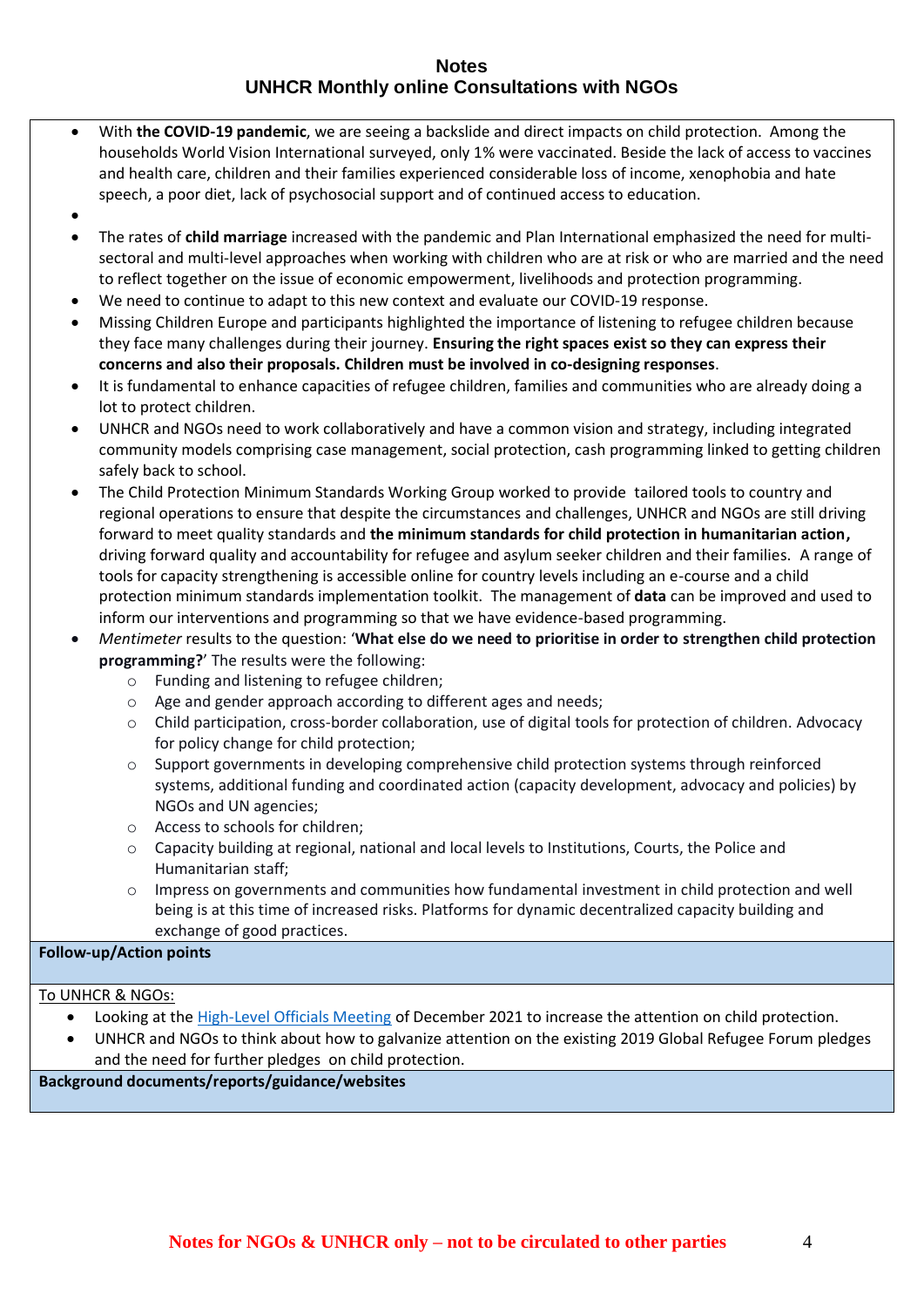- With **the COVID-19 pandemic**, we are seeing a backslide and direct impacts on child protection. Among the households World Vision International surveyed, only 1% were vaccinated. Beside the lack of access to vaccines and health care, children and their families experienced considerable loss of income, xenophobia and hate speech, a poor diet, lack of psychosocial support and of continued access to education.
- 
- The rates of **child marriage** increased with the pandemic and Plan International emphasized the need for multi-sectoral and multi-level approaches when working with children who are at risk or who are married and the need to reflect together on the issue of economic empowerment, livelihoods and protection programming.
- We need to continue to adapt to this new context and evaluate our COVID-19 response.
- Missing Children Europe and participants highlighted the importance of listening to refugee children because they face many challenges during their journey. **Ensuring the right spaces exist so they can express their concerns and also their proposals. Children must be involved in co-designing responses**.
- It is fundamental to enhance capacities of refugee children, families and communities who are already doing a lot to protect children.
- UNHCR and NGOs need to work collaboratively and have a common vision and strategy, including integrated community models comprising case management, social protection, cash programming linked to getting children safely back to school.
- The Child Protection Minimum Standards Working Group worked to provide tailored tools to country and regional operations to ensure that despite the circumstances and challenges, UNHCR and NGOs are still driving forward to meet quality standards and **the minimum standards for child protection in humanitarian action,** driving forward quality and accountability for refugee and asylum seeker children and their families. A range of tools for capacity strengthening is accessible online for country levels including an e-course and a child protection minimum standards implementation toolkit. The management of **data** can be improved and used to inform our interventions and programming so that we have evidence-based programming.
- *Mentimeter* results to the question: '**What else do we need to prioritise in order to strengthen child protection programming?**' The results were the following:
  - Funding and listening to refugee children;
  - Age and gender approach according to different ages and needs;
  - Child participation, cross-border collaboration, use of digital tools for protection of children. Advocacy for policy change for child protection;
  - Support governments in developing comprehensive child protection systems through reinforced systems, additional funding and coordinated action (capacity development, advocacy and policies) by NGOs and UN agencies;
  - Access to schools for children;
  - Capacity building at regional, national and local levels to Institutions, Courts, the Police and Humanitarian staff;
  - Impress on governments and communities how fundamental investment in child protection and well being is at this time of increased risks. Platforms for dynamic decentralized capacity building and exchange of good practices.

**Follow-up/Action points**

To UNHCR & NGOs:

- Looking at the High-Level Officials Meeting of December 2021 to increase the attention on child protection.
- UNHCR and NGOs to think about how to galvanize attention on the existing 2019 Global Refugee Forum pledges and the need for further pledges on child protection.

**Background documents/reports/guidance/websites**

**Notes for NGOs & UNHCR only – not to be circulated to other parties**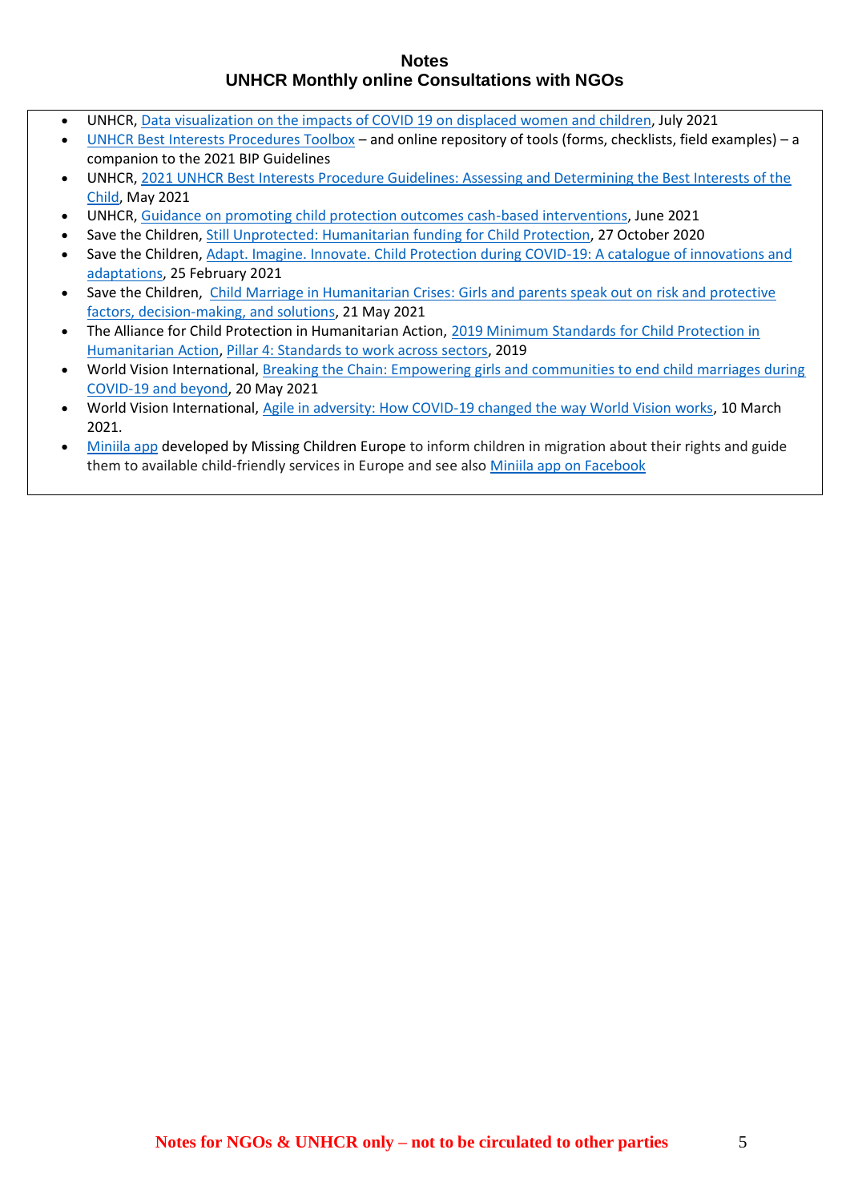- UNHCR, Data visualization on the impacts of COVID 19 on displaced women and children, July 2021
- UNHCR Best Interests Procedures Toolbox – and online repository of tools (forms, checklists, field examples) – a companion to the 2021 BIP Guidelines
- UNHCR, 2021 UNHCR Best Interests Procedure Guidelines: Assessing and Determining the Best Interests of the Child, May 2021
- UNHCR, Guidance on promoting child protection outcomes cash-based interventions, June 2021
- Save the Children, Still Unprotected: Humanitarian funding for Child Protection, 27 October 2020
- Save the Children, Adapt. Imagine. Innovate. Child Protection during COVID-19: A catalogue of innovations and adaptations, 25 February 2021
- Save the Children, Child Marriage in Humanitarian Crises: Girls and parents speak out on risk and protective factors, decision-making, and solutions, 21 May 2021
- The Alliance for Child Protection in Humanitarian Action, 2019 Minimum Standards for Child Protection in Humanitarian Action, Pillar 4: Standards to work across sectors, 2019
- World Vision International, Breaking the Chain: Empowering girls and communities to end child marriages during COVID-19 and beyond, 20 May 2021
- World Vision International, Agile in adversity: How COVID-19 changed the way World Vision works, 10 March 2021.
- Miniila app developed by Missing Children Europe to inform children in migration about their rights and guide them to available child-friendly services in Europe and see also Miniila app on Facebook